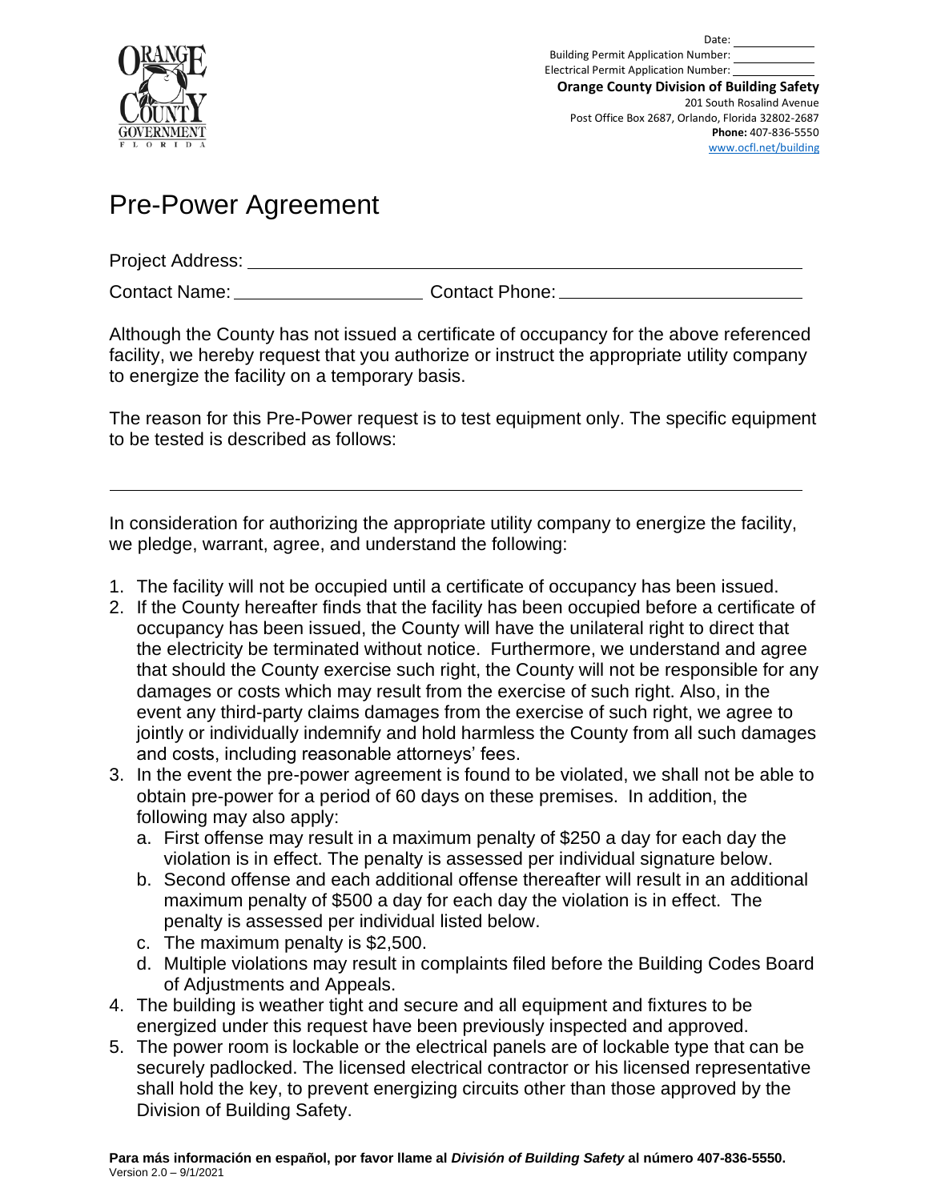Date: \_\_\_\_\_\_\_\_\_\_
Building Permit Application Number: \_\_\_\_\_\_\_\_\_\_
Electrical Permit Application Number: \_\_\_\_\_\_\_\_\_\_

**Orange County Division of Building Safety**
201 South Rosalind Avenue
Post Office Box 2687, Orlando, Florida 32802-2687
**Phone:** 407-836-5550
www.ocfl.net/building

# Pre-Power Agreement

Project Address: \_\_\_\_\_\_\_\_\_\_\_\_\_\_\_\_\_\_\_\_\_\_\_\_\_\_\_\_\_\_\_\_\_\_\_\_\_\_\_\_

Contact Name: \_\_\_\_\_\_\_\_\_\_\_\_\_\_\_\_\_\_\_\_ Contact Phone: \_\_\_\_\_\_\_\_\_\_\_\_\_\_\_\_\_\_\_\_

Although the County has not issued a certificate of occupancy for the above referenced facility, we hereby request that you authorize or instruct the appropriate utility company to energize the facility on a temporary basis.

The reason for this Pre-Power request is to test equipment only. The specific equipment to be tested is described as follows:

\_\_\_\_\_\_\_\_\_\_\_\_\_\_\_\_\_\_\_\_\_\_\_\_\_\_\_\_\_\_\_\_\_\_\_\_\_\_\_\_\_\_\_\_\_\_\_\_\_\_\_\_\_\_\_\_\_\_

In consideration for authorizing the appropriate utility company to energize the facility, we pledge, warrant, agree, and understand the following:

1. The facility will not be occupied until a certificate of occupancy has been issued.
2. If the County hereafter finds that the facility has been occupied before a certificate of occupancy has been issued, the County will have the unilateral right to direct that the electricity be terminated without notice. Furthermore, we understand and agree that should the County exercise such right, the County will not be responsible for any damages or costs which may result from the exercise of such right. Also, in the event any third-party claims damages from the exercise of such right, we agree to jointly or individually indemnify and hold harmless the County from all such damages and costs, including reasonable attorneys' fees.
3. In the event the pre-power agreement is found to be violated, we shall not be able to obtain pre-power for a period of 60 days on these premises. In addition, the following may also apply:
   a. First offense may result in a maximum penalty of $250 a day for each day the violation is in effect. The penalty is assessed per individual signature below.
   b. Second offense and each additional offense thereafter will result in an additional maximum penalty of $500 a day for each day the violation is in effect. The penalty is assessed per individual listed below.
   c. The maximum penalty is $2,500.
   d. Multiple violations may result in complaints filed before the Building Codes Board of Adjustments and Appeals.
4. The building is weather tight and secure and all equipment and fixtures to be energized under this request have been previously inspected and approved.
5. The power room is lockable or the electrical panels are of lockable type that can be securely padlocked. The licensed electrical contractor or his licensed representative shall hold the key, to prevent energizing circuits other than those approved by the Division of Building Safety.

**Para más información en español, por favor llame al *División of Building Safety* al número 407-836-5550.**
Version 2.0 – 9/1/2021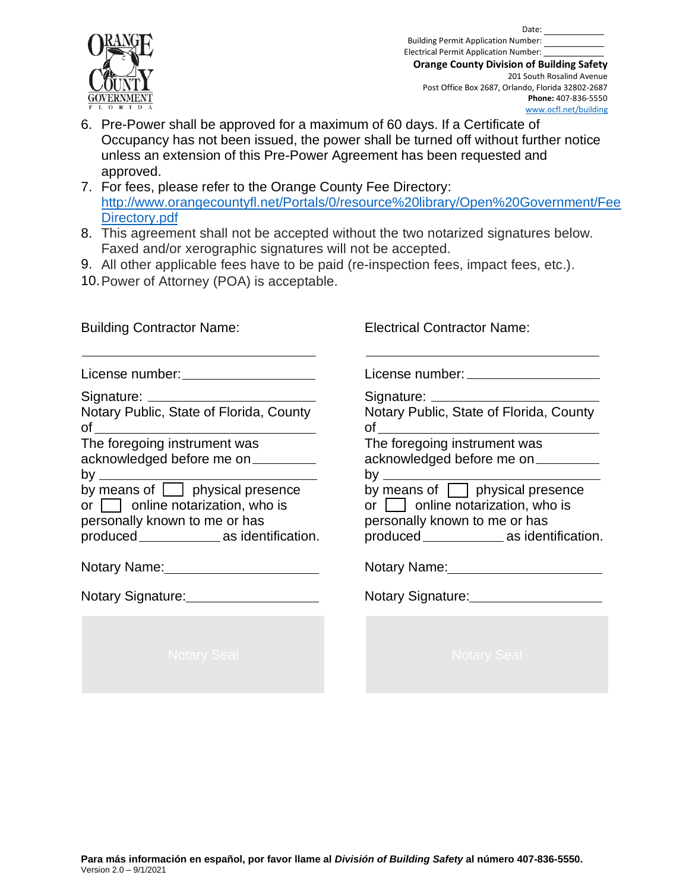Date: \_\_\_\_\_\_\_\_\_\_
Building Permit Application Number: \_\_\_\_\_\_\_\_\_\_
Electrical Permit Application Number: \_\_\_\_\_\_\_\_\_\_

**Orange County Division of Building Safety**
201 South Rosalind Avenue
Post Office Box 2687, Orlando, Florida 32802-2687
**Phone:** 407-836-5550
www.ocfl.net/building

6. Pre-Power shall be approved for a maximum of 60 days. If a Certificate of Occupancy has not been issued, the power shall be turned off without further notice unless an extension of this Pre-Power Agreement has been requested and approved.
7. For fees, please refer to the Orange County Fee Directory: http://www.orangecountyfl.net/Portals/0/resource%20library/Open%20Government/FeeDirectory.pdf
8. This agreement shall not be accepted without the two notarized signatures below. Faxed and/or xerographic signatures will not be accepted.
9. All other applicable fees have to be paid (re-inspection fees, impact fees, etc.).
10. Power of Attorney (POA) is acceptable.

Building Contractor Name:

\_\_\_\_\_\_\_\_\_\_\_\_\_\_\_\_\_\_\_\_\_\_\_\_\_\_\_\_

License number: \_\_\_\_\_\_\_\_\_\_\_\_\_\_\_\_\_\_

Signature: \_\_\_\_\_\_\_\_\_\_\_\_\_\_\_\_\_\_\_\_\_\_
Notary Public, State of Florida, County of \_\_\_\_\_\_\_\_\_\_\_\_\_\_\_\_\_\_\_\_
The foregoing instrument was acknowledged before me on \_\_\_\_\_\_\_\_\_
by \_\_\_\_\_\_\_\_\_\_\_\_\_\_\_\_\_\_\_\_\_\_\_\_\_\_
by means of ☐ physical presence or ☐ online notarization, who is personally known to me or has produced \_\_\_\_\_\_\_\_\_\_\_ as identification.

Notary Name: \_\_\_\_\_\_\_\_\_\_\_\_\_\_\_\_\_\_\_\_

Notary Signature: \_\_\_\_\_\_\_\_\_\_\_\_\_\_\_\_\_\_

Notary Seal

Electrical Contractor Name:

\_\_\_\_\_\_\_\_\_\_\_\_\_\_\_\_\_\_\_\_\_\_\_\_\_\_\_\_

License number: \_\_\_\_\_\_\_\_\_\_\_\_\_\_\_\_\_\_

Signature: \_\_\_\_\_\_\_\_\_\_\_\_\_\_\_\_\_\_\_\_\_\_
Notary Public, State of Florida, County of \_\_\_\_\_\_\_\_\_\_\_\_\_\_\_\_\_\_\_\_
The foregoing instrument was acknowledged before me on \_\_\_\_\_\_\_\_\_
by \_\_\_\_\_\_\_\_\_\_\_\_\_\_\_\_\_\_\_\_\_\_\_\_\_\_
by means of ☐ physical presence or ☐ online notarization, who is personally known to me or has produced \_\_\_\_\_\_\_\_\_\_\_ as identification.

Notary Name: \_\_\_\_\_\_\_\_\_\_\_\_\_\_\_\_\_\_\_\_

Notary Signature: \_\_\_\_\_\_\_\_\_\_\_\_\_\_\_\_\_\_

Notary Seal

**Para más información en español, por favor llame al *División of Building Safety* al número 407-836-5550.**
Version 2.0 – 9/1/2021